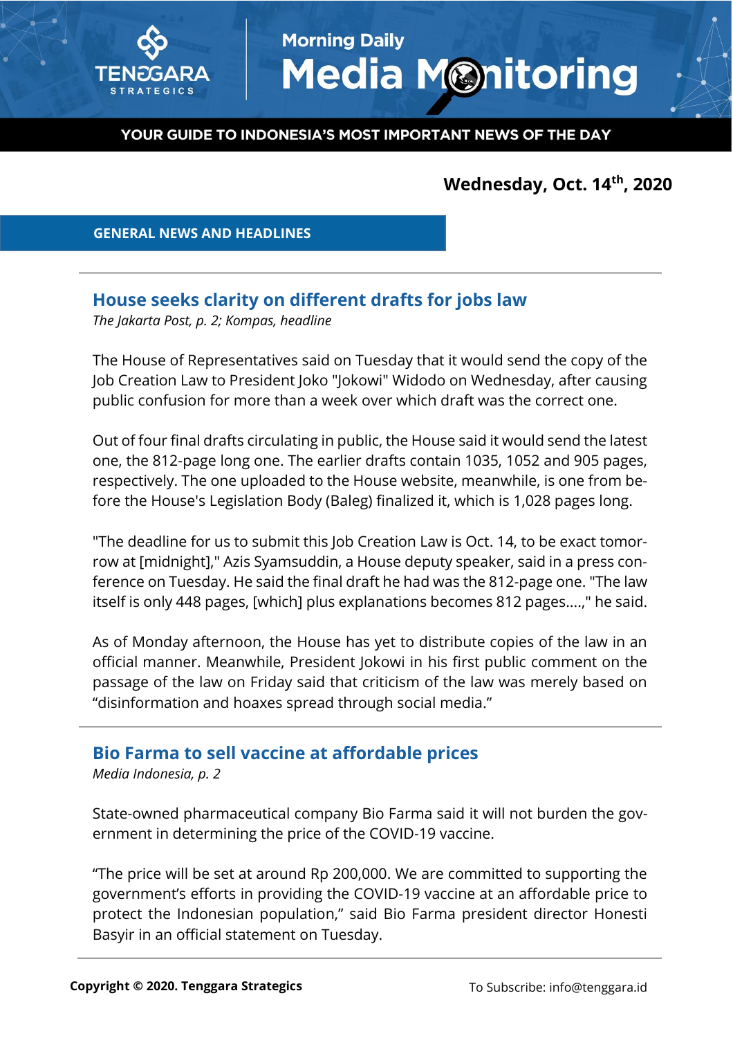# Morning Daily Media Monitoring

YOUR GUIDE TO INDONESIA'S MOST IMPORTANT NEWS OF THE DAY

**Wednesday, Oct. 14th, 2020**

## GENERAL NEWS AND HEADLINES

### House seeks clarity on different drafts for jobs law

*The Jakarta Post, p. 2; Kompas, headline*

The House of Representatives said on Tuesday that it would send the copy of the Job Creation Law to President Joko "Jokowi" Widodo on Wednesday, after causing public confusion for more than a week over which draft was the correct one.

Out of four final drafts circulating in public, the House said it would send the latest one, the 812-page long one. The earlier drafts contain 1035, 1052 and 905 pages, respectively. The one uploaded to the House website, meanwhile, is one from before the House's Legislation Body (Baleg) finalized it, which is 1,028 pages long.

"The deadline for us to submit this Job Creation Law is Oct. 14, to be exact tomorrow at [midnight]," Azis Syamsuddin, a House deputy speaker, said in a press conference on Tuesday. He said the final draft he had was the 812-page one. "The law itself is only 448 pages, [which] plus explanations becomes 812 pages....," he said.

As of Monday afternoon, the House has yet to distribute copies of the law in an official manner. Meanwhile, President Jokowi in his first public comment on the passage of the law on Friday said that criticism of the law was merely based on "disinformation and hoaxes spread through social media."

### Bio Farma to sell vaccine at affordable prices

*Media Indonesia, p. 2*

State-owned pharmaceutical company Bio Farma said it will not burden the government in determining the price of the COVID-19 vaccine.

"The price will be set at around Rp 200,000. We are committed to supporting the government's efforts in providing the COVID-19 vaccine at an affordable price to protect the Indonesian population," said Bio Farma president director Honesti Basyir in an official statement on Tuesday.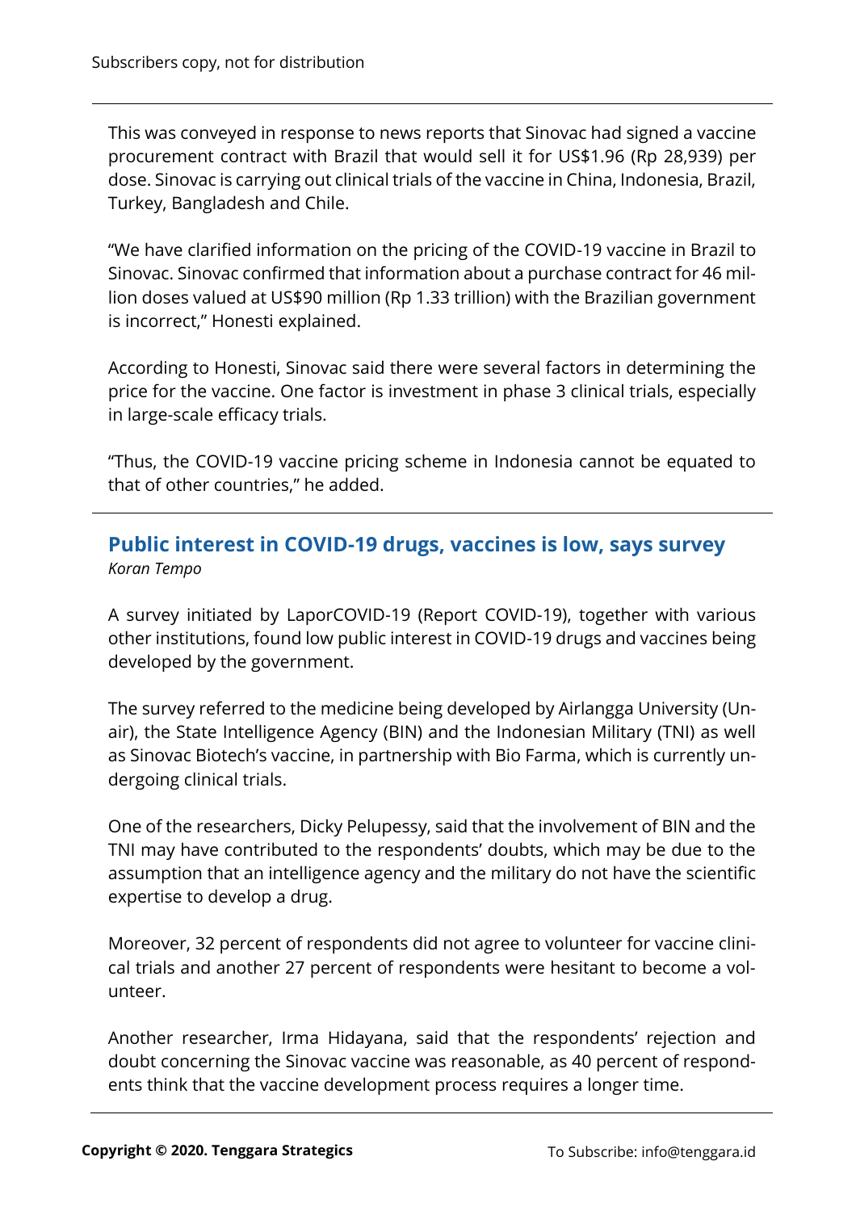This was conveyed in response to news reports that Sinovac had signed a vaccine procurement contract with Brazil that would sell it for US$1.96 (Rp 28,939) per dose. Sinovac is carrying out clinical trials of the vaccine in China, Indonesia, Brazil, Turkey, Bangladesh and Chile.

"We have clarified information on the pricing of the COVID-19 vaccine in Brazil to Sinovac. Sinovac confirmed that information about a purchase contract for 46 million doses valued at US$90 million (Rp 1.33 trillion) with the Brazilian government is incorrect," Honesti explained.

According to Honesti, Sinovac said there were several factors in determining the price for the vaccine. One factor is investment in phase 3 clinical trials, especially in large-scale efficacy trials.

"Thus, the COVID-19 vaccine pricing scheme in Indonesia cannot be equated to that of other countries," he added.

## Public interest in COVID-19 drugs, vaccines is low, says survey

*Koran Tempo*

A survey initiated by LaporCOVID-19 (Report COVID-19), together with various other institutions, found low public interest in COVID-19 drugs and vaccines being developed by the government.

The survey referred to the medicine being developed by Airlangga University (Unair), the State Intelligence Agency (BIN) and the Indonesian Military (TNI) as well as Sinovac Biotech's vaccine, in partnership with Bio Farma, which is currently undergoing clinical trials.

One of the researchers, Dicky Pelupessy, said that the involvement of BIN and the TNI may have contributed to the respondents' doubts, which may be due to the assumption that an intelligence agency and the military do not have the scientific expertise to develop a drug.

Moreover, 32 percent of respondents did not agree to volunteer for vaccine clinical trials and another 27 percent of respondents were hesitant to become a volunteer.

Another researcher, Irma Hidayana, said that the respondents' rejection and doubt concerning the Sinovac vaccine was reasonable, as 40 percent of respondents think that the vaccine development process requires a longer time.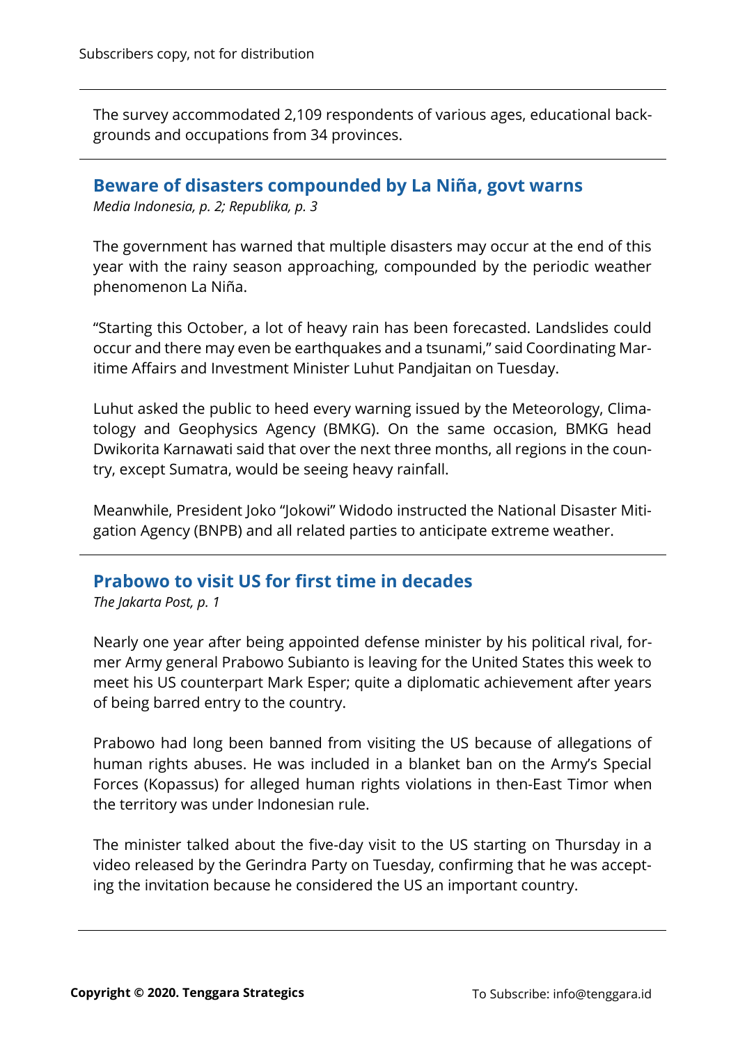The survey accommodated 2,109 respondents of various ages, educational backgrounds and occupations from 34 provinces.

---

## Beware of disasters compounded by La Niña, govt warns

*Media Indonesia, p. 2; Republika, p. 3*

The government has warned that multiple disasters may occur at the end of this year with the rainy season approaching, compounded by the periodic weather phenomenon La Niña.

“Starting this October, a lot of heavy rain has been forecasted. Landslides could occur and there may even be earthquakes and a tsunami,” said Coordinating Maritime Affairs and Investment Minister Luhut Pandjaitan on Tuesday.

Luhut asked the public to heed every warning issued by the Meteorology, Climatology and Geophysics Agency (BMKG). On the same occasion, BMKG head Dwikorita Karnawati said that over the next three months, all regions in the country, except Sumatra, would be seeing heavy rainfall.

Meanwhile, President Joko “Jokowi” Widodo instructed the National Disaster Mitigation Agency (BNPB) and all related parties to anticipate extreme weather.

---

## Prabowo to visit US for first time in decades

*The Jakarta Post, p. 1*

Nearly one year after being appointed defense minister by his political rival, former Army general Prabowo Subianto is leaving for the United States this week to meet his US counterpart Mark Esper; quite a diplomatic achievement after years of being barred entry to the country.

Prabowo had long been banned from visiting the US because of allegations of human rights abuses. He was included in a blanket ban on the Army’s Special Forces (Kopassus) for alleged human rights violations in then-East Timor when the territory was under Indonesian rule.

The minister talked about the five-day visit to the US starting on Thursday in a video released by the Gerindra Party on Tuesday, confirming that he was accepting the invitation because he considered the US an important country.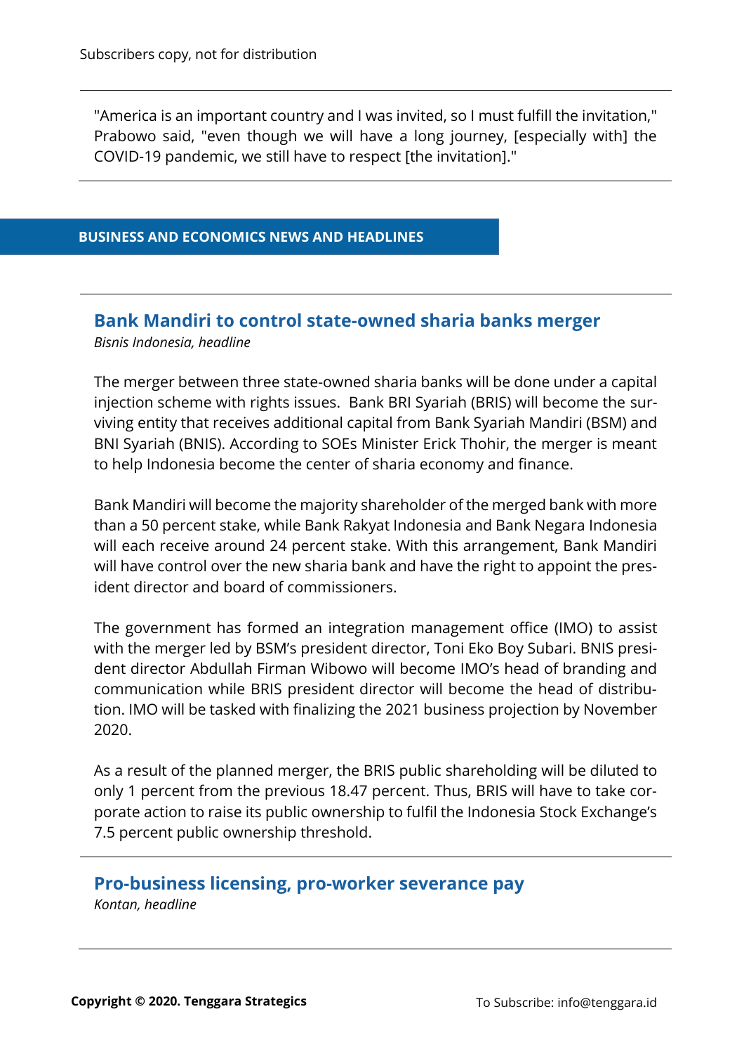"America is an important country and I was invited, so I must fulfill the invitation," Prabowo said, "even though we will have a long journey, [especially with] the COVID-19 pandemic, we still have to respect [the invitation]."

## BUSINESS AND ECONOMICS NEWS AND HEADLINES

### Bank Mandiri to control state-owned sharia banks merger

*Bisnis Indonesia, headline*

The merger between three state-owned sharia banks will be done under a capital injection scheme with rights issues. Bank BRI Syariah (BRIS) will become the surviving entity that receives additional capital from Bank Syariah Mandiri (BSM) and BNI Syariah (BNIS). According to SOEs Minister Erick Thohir, the merger is meant to help Indonesia become the center of sharia economy and finance.

Bank Mandiri will become the majority shareholder of the merged bank with more than a 50 percent stake, while Bank Rakyat Indonesia and Bank Negara Indonesia will each receive around 24 percent stake. With this arrangement, Bank Mandiri will have control over the new sharia bank and have the right to appoint the president director and board of commissioners.

The government has formed an integration management office (IMO) to assist with the merger led by BSM's president director, Toni Eko Boy Subari. BNIS president director Abdullah Firman Wibowo will become IMO's head of branding and communication while BRIS president director will become the head of distribution. IMO will be tasked with finalizing the 2021 business projection by November 2020.

As a result of the planned merger, the BRIS public shareholding will be diluted to only 1 percent from the previous 18.47 percent. Thus, BRIS will have to take corporate action to raise its public ownership to fulfil the Indonesia Stock Exchange's 7.5 percent public ownership threshold.

### Pro-business licensing, pro-worker severance pay

*Kontan, headline*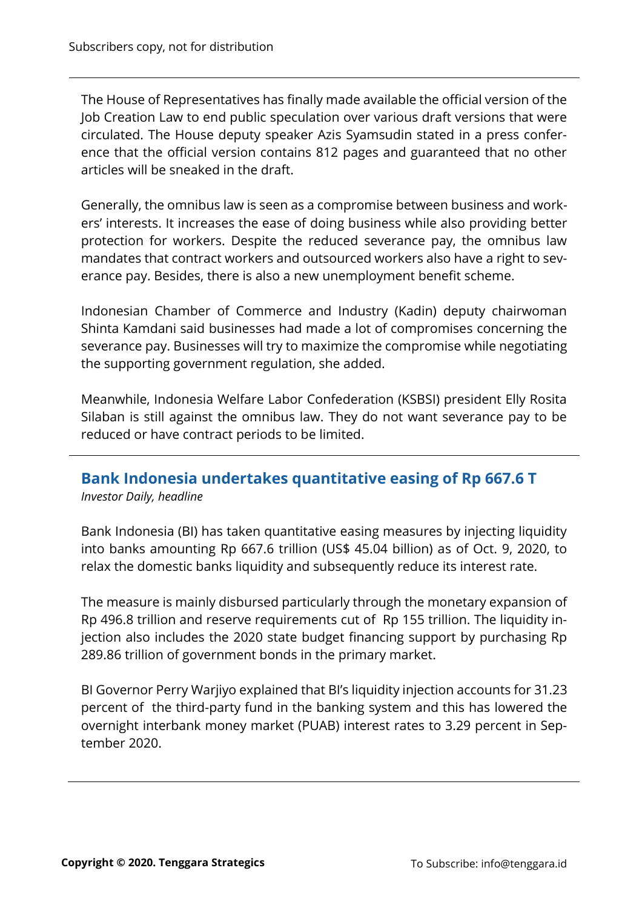The House of Representatives has finally made available the official version of the Job Creation Law to end public speculation over various draft versions that were circulated. The House deputy speaker Azis Syamsudin stated in a press conference that the official version contains 812 pages and guaranteed that no other articles will be sneaked in the draft.

Generally, the omnibus law is seen as a compromise between business and workers' interests. It increases the ease of doing business while also providing better protection for workers. Despite the reduced severance pay, the omnibus law mandates that contract workers and outsourced workers also have a right to severance pay. Besides, there is also a new unemployment benefit scheme.

Indonesian Chamber of Commerce and Industry (Kadin) deputy chairwoman Shinta Kamdani said businesses had made a lot of compromises concerning the severance pay. Businesses will try to maximize the compromise while negotiating the supporting government regulation, she added.

Meanwhile, Indonesia Welfare Labor Confederation (KSBSI) president Elly Rosita Silaban is still against the omnibus law. They do not want severance pay to be reduced or have contract periods to be limited.

---

## Bank Indonesia undertakes quantitative easing of Rp 667.6 T

*Investor Daily, headline*

Bank Indonesia (BI) has taken quantitative easing measures by injecting liquidity into banks amounting Rp 667.6 trillion (US$ 45.04 billion) as of Oct. 9, 2020, to relax the domestic banks liquidity and subsequently reduce its interest rate.

The measure is mainly disbursed particularly through the monetary expansion of Rp 496.8 trillion and reserve requirements cut of Rp 155 trillion. The liquidity injection also includes the 2020 state budget financing support by purchasing Rp 289.86 trillion of government bonds in the primary market.

BI Governor Perry Warjiyo explained that BI's liquidity injection accounts for 31.23 percent of the third-party fund in the banking system and this has lowered the overnight interbank money market (PUAB) interest rates to 3.29 percent in September 2020.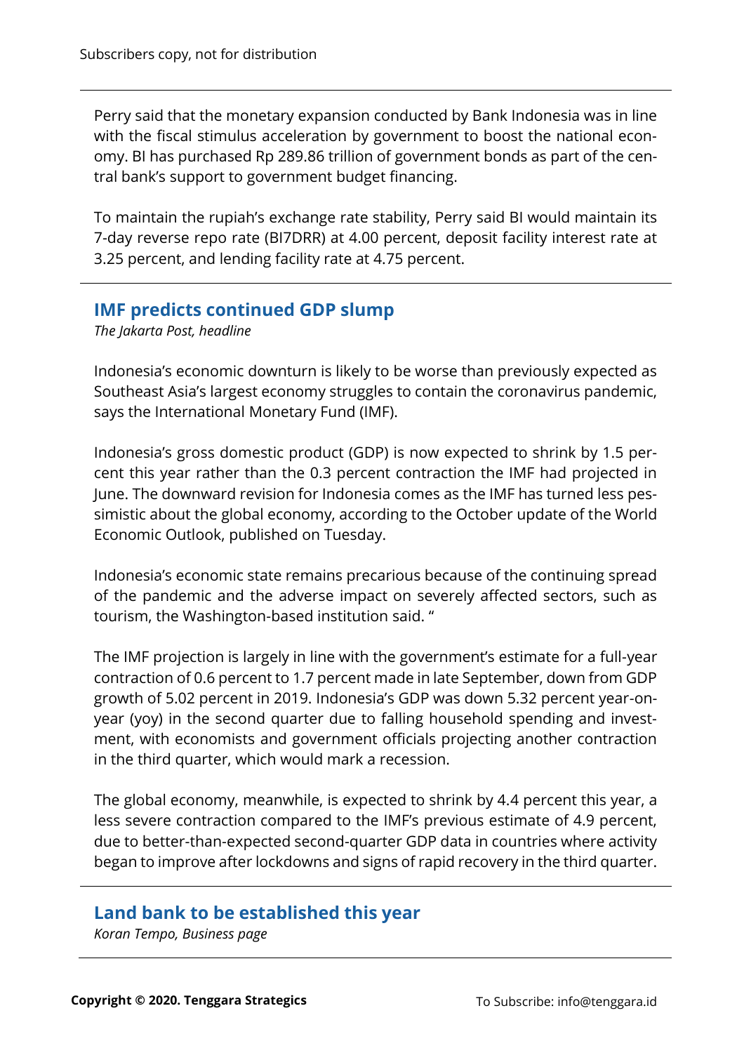Perry said that the monetary expansion conducted by Bank Indonesia was in line with the fiscal stimulus acceleration by government to boost the national economy. BI has purchased Rp 289.86 trillion of government bonds as part of the central bank's support to government budget financing.

To maintain the rupiah's exchange rate stability, Perry said BI would maintain its 7-day reverse repo rate (BI7DRR) at 4.00 percent, deposit facility interest rate at 3.25 percent, and lending facility rate at 4.75 percent.

## IMF predicts continued GDP slump

*The Jakarta Post, headline*

Indonesia's economic downturn is likely to be worse than previously expected as Southeast Asia's largest economy struggles to contain the coronavirus pandemic, says the International Monetary Fund (IMF).

Indonesia's gross domestic product (GDP) is now expected to shrink by 1.5 percent this year rather than the 0.3 percent contraction the IMF had projected in June. The downward revision for Indonesia comes as the IMF has turned less pessimistic about the global economy, according to the October update of the World Economic Outlook, published on Tuesday.

Indonesia's economic state remains precarious because of the continuing spread of the pandemic and the adverse impact on severely affected sectors, such as tourism, the Washington-based institution said. "

The IMF projection is largely in line with the government's estimate for a full-year contraction of 0.6 percent to 1.7 percent made in late September, down from GDP growth of 5.02 percent in 2019. Indonesia's GDP was down 5.32 percent year-on-year (yoy) in the second quarter due to falling household spending and investment, with economists and government officials projecting another contraction in the third quarter, which would mark a recession.

The global economy, meanwhile, is expected to shrink by 4.4 percent this year, a less severe contraction compared to the IMF's previous estimate of 4.9 percent, due to better-than-expected second-quarter GDP data in countries where activity began to improve after lockdowns and signs of rapid recovery in the third quarter.

## Land bank to be established this year

*Koran Tempo, Business page*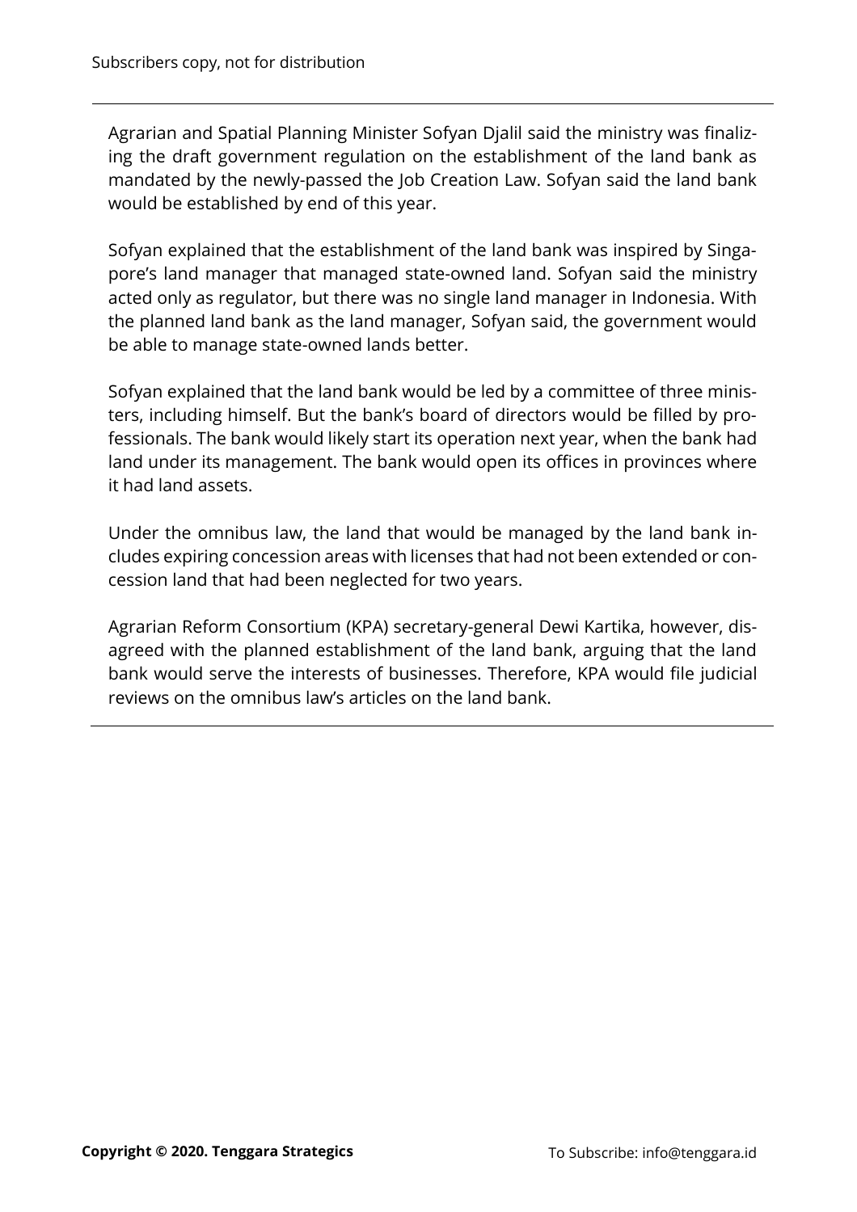Agrarian and Spatial Planning Minister Sofyan Djalil said the ministry was finalizing the draft government regulation on the establishment of the land bank as mandated by the newly-passed the Job Creation Law. Sofyan said the land bank would be established by end of this year.

Sofyan explained that the establishment of the land bank was inspired by Singapore's land manager that managed state-owned land. Sofyan said the ministry acted only as regulator, but there was no single land manager in Indonesia. With the planned land bank as the land manager, Sofyan said, the government would be able to manage state-owned lands better.

Sofyan explained that the land bank would be led by a committee of three ministers, including himself. But the bank's board of directors would be filled by professionals. The bank would likely start its operation next year, when the bank had land under its management. The bank would open its offices in provinces where it had land assets.

Under the omnibus law, the land that would be managed by the land bank includes expiring concession areas with licenses that had not been extended or concession land that had been neglected for two years.

Agrarian Reform Consortium (KPA) secretary-general Dewi Kartika, however, disagreed with the planned establishment of the land bank, arguing that the land bank would serve the interests of businesses. Therefore, KPA would file judicial reviews on the omnibus law's articles on the land bank.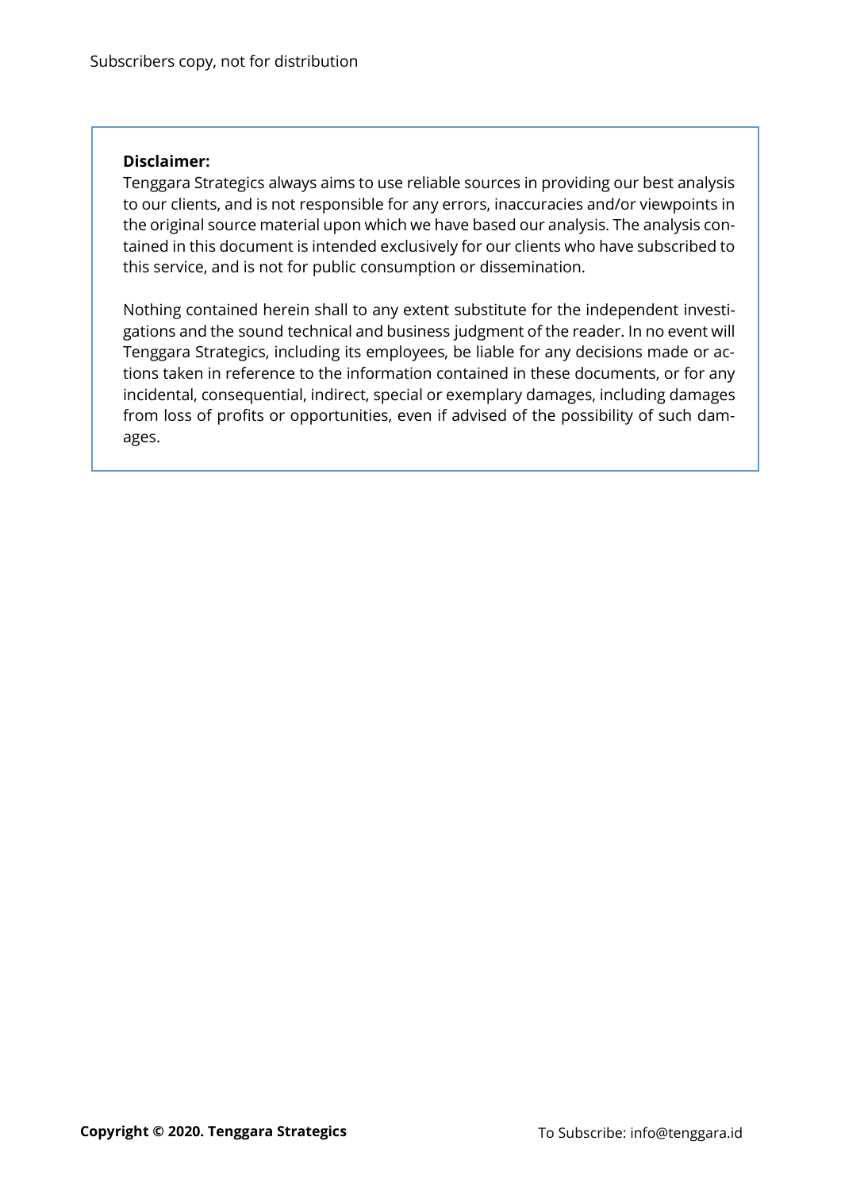**Disclaimer:**

Tenggara Strategics always aims to use reliable sources in providing our best analysis to our clients, and is not responsible for any errors, inaccuracies and/or viewpoints in the original source material upon which we have based our analysis. The analysis contained in this document is intended exclusively for our clients who have subscribed to this service, and is not for public consumption or dissemination.

Nothing contained herein shall to any extent substitute for the independent investigations and the sound technical and business judgment of the reader. In no event will Tenggara Strategics, including its employees, be liable for any decisions made or actions taken in reference to the information contained in these documents, or for any incidental, consequential, indirect, special or exemplary damages, including damages from loss of profits or opportunities, even if advised of the possibility of such damages.